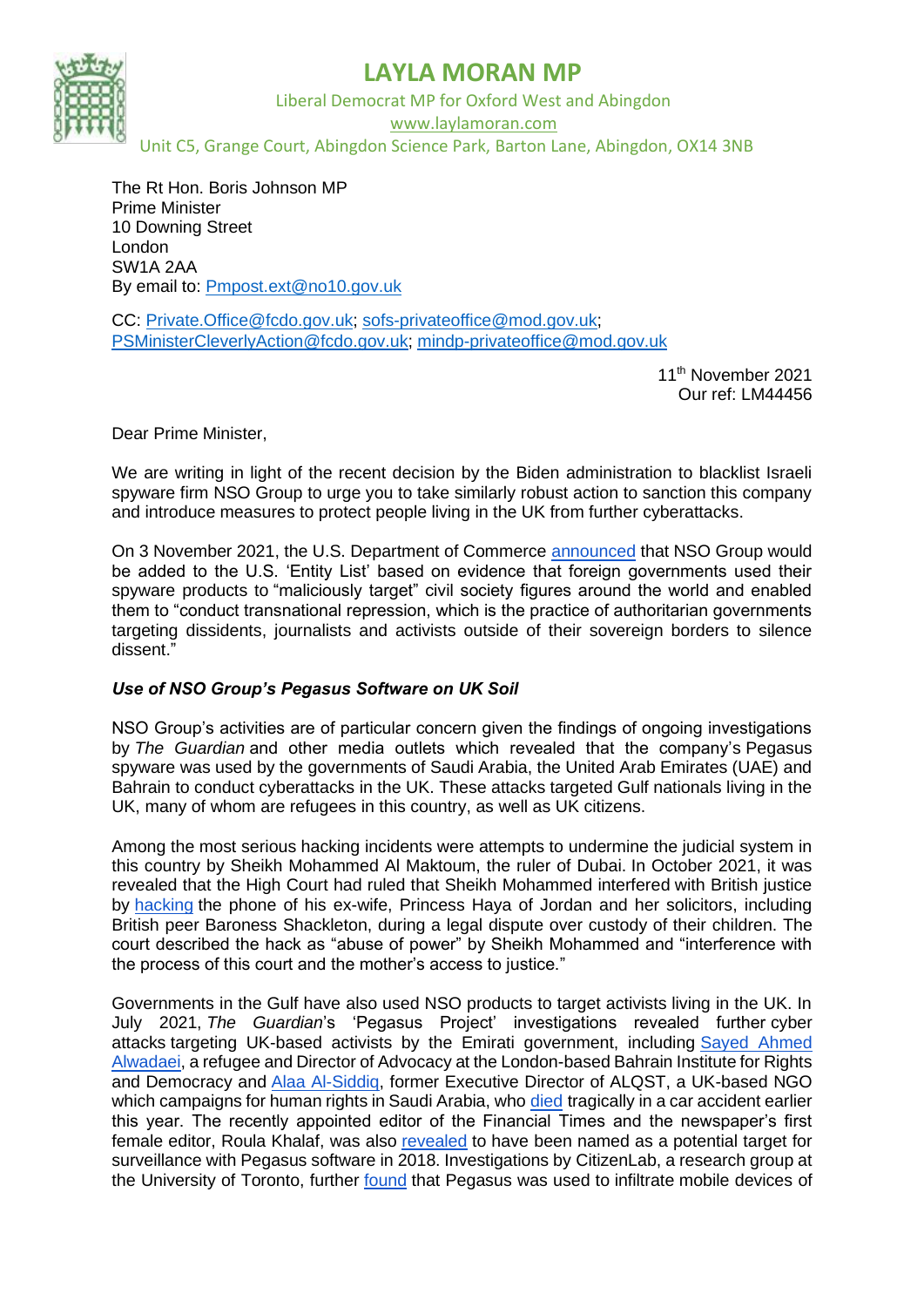# LAYLA MORAN MP

Liberal Democrat MP for Oxford West and Abingdon

www.laylamoran.com

Unit C5, Grange Court, Abingdon Science Park, Barton Lane, Abingdon, OX14 3NB

The Rt Hon. Boris Johnson MP
Prime Minister
10 Downing Street
London
SW1A 2AA
By email to: Pmpost.ext@no10.gov.uk

CC: Private.Office@fcdo.gov.uk; sofs-privateoffice@mod.gov.uk; PSMinisterCleverlyAction@fcdo.gov.uk; mindp-privateoffice@mod.gov.uk

11th November 2021
Our ref: LM44456

Dear Prime Minister,

We are writing in light of the recent decision by the Biden administration to blacklist Israeli spyware firm NSO Group to urge you to take similarly robust action to sanction this company and introduce measures to protect people living in the UK from further cyberattacks.

On 3 November 2021, the U.S. Department of Commerce announced that NSO Group would be added to the U.S. 'Entity List' based on evidence that foreign governments used their spyware products to "maliciously target" civil society figures around the world and enabled them to "conduct transnational repression, which is the practice of authoritarian governments targeting dissidents, journalists and activists outside of their sovereign borders to silence dissent."

***Use of NSO Group's Pegasus Software on UK Soil***

NSO Group's activities are of particular concern given the findings of ongoing investigations by *The Guardian* and other media outlets which revealed that the company's Pegasus spyware was used by the governments of Saudi Arabia, the United Arab Emirates (UAE) and Bahrain to conduct cyberattacks in the UK. These attacks targeted Gulf nationals living in the UK, many of whom are refugees in this country, as well as UK citizens.

Among the most serious hacking incidents were attempts to undermine the judicial system in this country by Sheikh Mohammed Al Maktoum, the ruler of Dubai. In October 2021, it was revealed that the High Court had ruled that Sheikh Mohammed interfered with British justice by hacking the phone of his ex-wife, Princess Haya of Jordan and her solicitors, including British peer Baroness Shackleton, during a legal dispute over custody of their children. The court described the hack as "abuse of power" by Sheikh Mohammed and "interference with the process of this court and the mother's access to justice."

Governments in the Gulf have also used NSO products to target activists living in the UK. In July 2021, *The Guardian*'s 'Pegasus Project' investigations revealed further cyber attacks targeting UK-based activists by the Emirati government, including Sayed Ahmed Alwadaei, a refugee and Director of Advocacy at the London-based Bahrain Institute for Rights and Democracy and Alaa Al-Siddiq, former Executive Director of ALQST, a UK-based NGO which campaigns for human rights in Saudi Arabia, who died tragically in a car accident earlier this year. The recently appointed editor of the Financial Times and the newspaper's first female editor, Roula Khalaf, was also revealed to have been named as a potential target for surveillance with Pegasus software in 2018. Investigations by CitizenLab, a research group at the University of Toronto, further found that Pegasus was used to infiltrate mobile devices of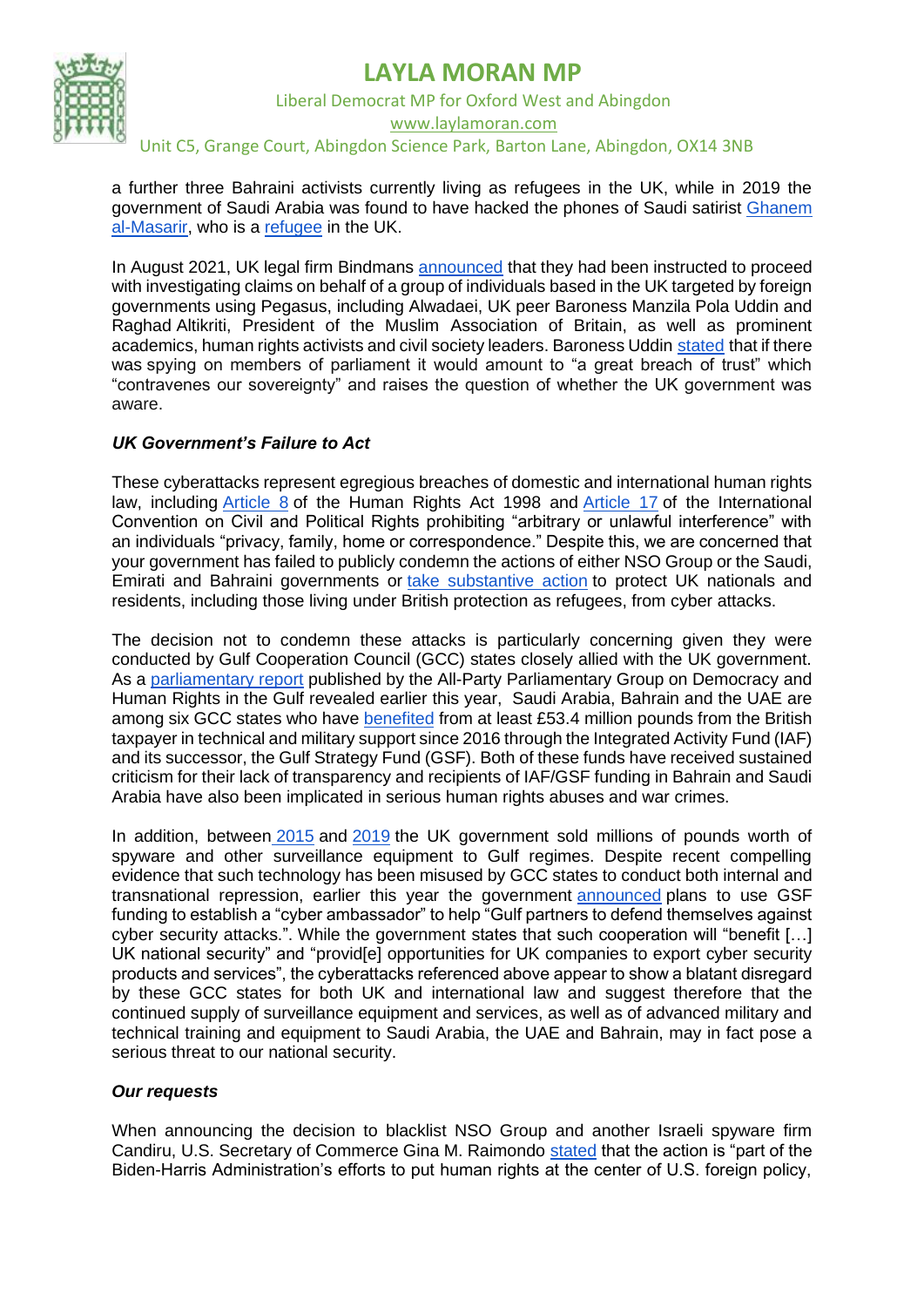a further three Bahraini activists currently living as refugees in the UK, while in 2019 the government of Saudi Arabia was found to have hacked the phones of Saudi satirist Ghanem al-Masarir, who is a refugee in the UK.

In August 2021, UK legal firm Bindmans announced that they had been instructed to proceed with investigating claims on behalf of a group of individuals based in the UK targeted by foreign governments using Pegasus, including Alwadaei, UK peer Baroness Manzila Pola Uddin and Raghad Altikriti, President of the Muslim Association of Britain, as well as prominent academics, human rights activists and civil society leaders. Baroness Uddin stated that if there was spying on members of parliament it would amount to "a great breach of trust" which "contravenes our sovereignty" and raises the question of whether the UK government was aware.

### *UK Government's Failure to Act*

These cyberattacks represent egregious breaches of domestic and international human rights law, including Article 8 of the Human Rights Act 1998 and Article 17 of the International Convention on Civil and Political Rights prohibiting "arbitrary or unlawful interference" with an individuals "privacy, family, home or correspondence." Despite this, we are concerned that your government has failed to publicly condemn the actions of either NSO Group or the Saudi, Emirati and Bahraini governments or take substantive action to protect UK nationals and residents, including those living under British protection as refugees, from cyber attacks.

The decision not to condemn these attacks is particularly concerning given they were conducted by Gulf Cooperation Council (GCC) states closely allied with the UK government. As a parliamentary report published by the All-Party Parliamentary Group on Democracy and Human Rights in the Gulf revealed earlier this year, Saudi Arabia, Bahrain and the UAE are among six GCC states who have benefited from at least £53.4 million pounds from the British taxpayer in technical and military support since 2016 through the Integrated Activity Fund (IAF) and its successor, the Gulf Strategy Fund (GSF). Both of these funds have received sustained criticism for their lack of transparency and recipients of IAF/GSF funding in Bahrain and Saudi Arabia have also been implicated in serious human rights abuses and war crimes.

In addition, between 2015 and 2019 the UK government sold millions of pounds worth of spyware and other surveillance equipment to Gulf regimes. Despite recent compelling evidence that such technology has been misused by GCC states to conduct both internal and transnational repression, earlier this year the government announced plans to use GSF funding to establish a "cyber ambassador" to help "Gulf partners to defend themselves against cyber security attacks.". While the government states that such cooperation will "benefit […] UK national security" and "provid[e] opportunities for UK companies to export cyber security products and services", the cyberattacks referenced above appear to show a blatant disregard by these GCC states for both UK and international law and suggest therefore that the continued supply of surveillance equipment and services, as well as of advanced military and technical training and equipment to Saudi Arabia, the UAE and Bahrain, may in fact pose a serious threat to our national security.

### *Our requests*

When announcing the decision to blacklist NSO Group and another Israeli spyware firm Candiru, U.S. Secretary of Commerce Gina M. Raimondo stated that the action is "part of the Biden-Harris Administration's efforts to put human rights at the center of U.S. foreign policy,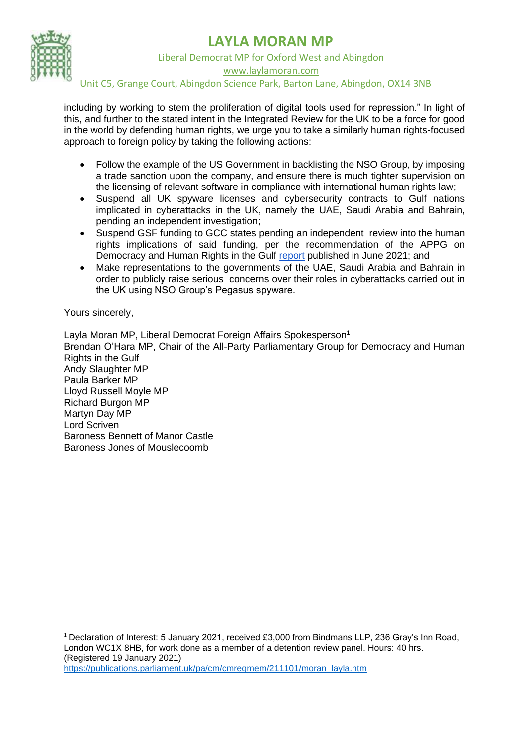including by working to stem the proliferation of digital tools used for repression." In light of this, and further to the stated intent in the Integrated Review for the UK to be a force for good in the world by defending human rights, we urge you to take a similarly human rights-focused approach to foreign policy by taking the following actions:

- Follow the example of the US Government in backlisting the NSO Group, by imposing a trade sanction upon the company, and ensure there is much tighter supervision on the licensing of relevant software in compliance with international human rights law;
- Suspend all UK spyware licenses and cybersecurity contracts to Gulf nations implicated in cyberattacks in the UK, namely the UAE, Saudi Arabia and Bahrain, pending an independent investigation;
- Suspend GSF funding to GCC states pending an independent review into the human rights implications of said funding, per the recommendation of the APPG on Democracy and Human Rights in the Gulf report published in June 2021; and
- Make representations to the governments of the UAE, Saudi Arabia and Bahrain in order to publicly raise serious concerns over their roles in cyberattacks carried out in the UK using NSO Group's Pegasus spyware.

Yours sincerely,

Layla Moran MP, Liberal Democrat Foreign Affairs Spokesperson[1]
Brendan O'Hara MP, Chair of the All-Party Parliamentary Group for Democracy and Human Rights in the Gulf
Andy Slaughter MP
Paula Barker MP
Lloyd Russell Moyle MP
Richard Burgon MP
Martyn Day MP
Lord Scriven
Baroness Bennett of Manor Castle
Baroness Jones of Mouslecoomb

---

[1] Declaration of Interest: 5 January 2021, received £3,000 from Bindmans LLP, 236 Gray's Inn Road, London WC1X 8HB, for work done as a member of a detention review panel. Hours: 40 hrs. (Registered 19 January 2021)
https://publications.parliament.uk/pa/cm/cmregmem/211101/moran_layla.htm